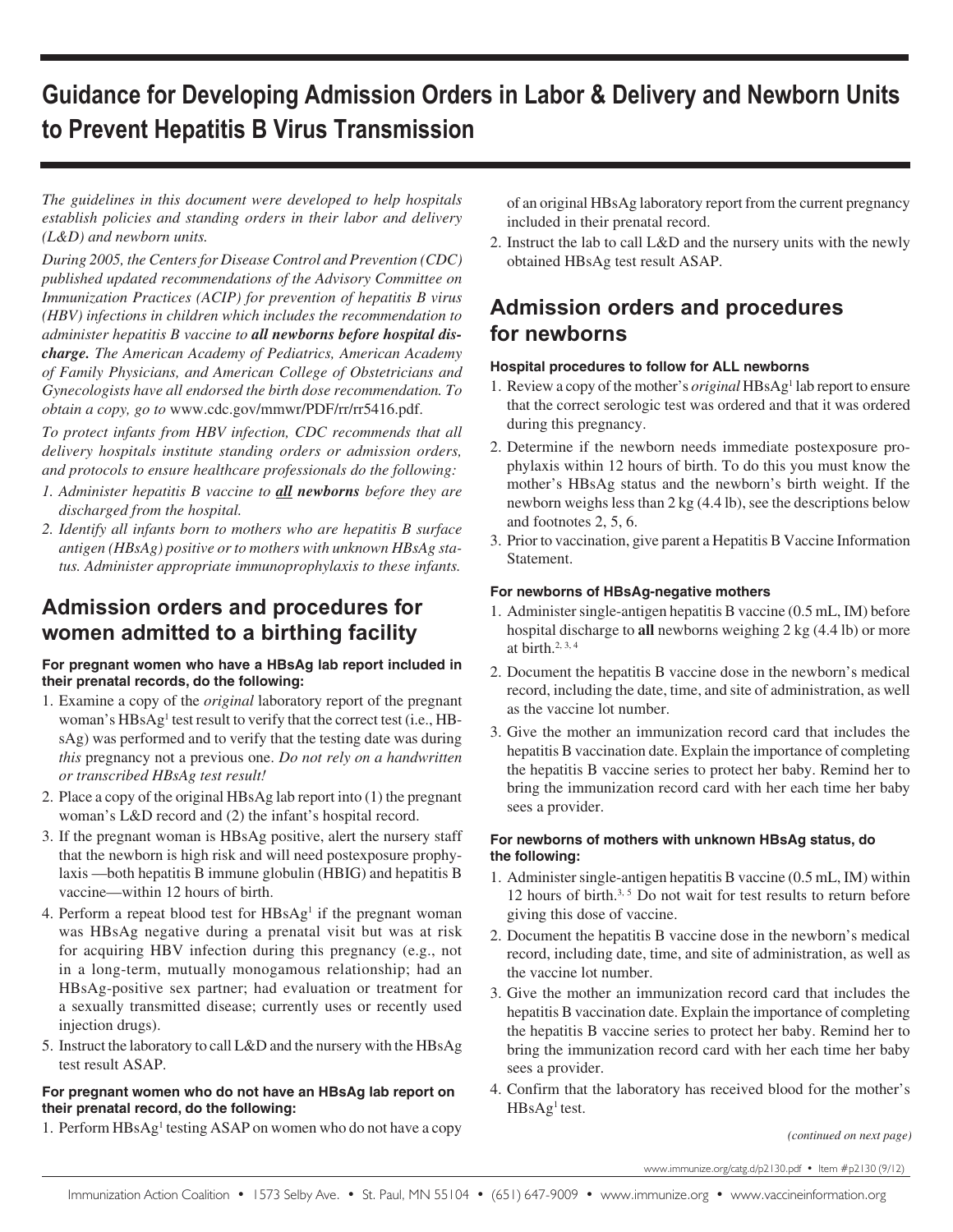# Guidance for Developing Admission Orders in Labor & Delivery and Newborn Units to Prevent Hepatitis B Virus Transmission

*The guidelines in this document were developed to help hospitals establish policies and standing orders in their labor and delivery (L&D) and newborn units.*

*During 2005, the Centers for Disease Control and Prevention (CDC) published updated recommendations of the Advisory Committee on Immunization Practices (ACIP) for prevention of hepatitis B virus (HBV) infections in children which includes the recommendation to administer hepatitis B vaccine to* ***all newborns before hospital discharge.*** *The American Academy of Pediatrics, American Academy of Family Physicians, and American College of Obstetricians and Gynecologists have all endorsed the birth dose recommendation. To obtain a copy, go to* www.cdc.gov/mmwr/PDF/rr/rr5416.pdf.

*To protect infants from HBV infection, CDC recommends that all delivery hospitals institute standing orders or admission orders, and protocols to ensure healthcare professionals do the following:*

1. *Administer hepatitis B vaccine to* ***all newborns*** *before they are discharged from the hospital.*
2. *Identify all infants born to mothers who are hepatitis B surface antigen (HBsAg) positive or to mothers with unknown HBsAg status. Administer appropriate immunoprophylaxis to these infants.*

## Admission orders and procedures for women admitted to a birthing facility

#### For pregnant women who have a HBsAg lab report included in their prenatal records, do the following:

1. Examine a copy of the *original* laboratory report of the pregnant woman's HBsAg[1] test result to verify that the correct test (i.e., HBsAg) was performed and to verify that the testing date was during *this* pregnancy not a previous one. *Do not rely on a handwritten or transcribed HBsAg test result!*
2. Place a copy of the original HBsAg lab report into (1) the pregnant woman's L&D record and (2) the infant's hospital record.
3. If the pregnant woman is HBsAg positive, alert the nursery staff that the newborn is high risk and will need postexposure prophylaxis —both hepatitis B immune globulin (HBIG) and hepatitis B vaccine—within 12 hours of birth.
4. Perform a repeat blood test for HBsAg[1] if the pregnant woman was HBsAg negative during a prenatal visit but was at risk for acquiring HBV infection during this pregnancy (e.g., not in a long-term, mutually monogamous relationship; had an HBsAg-positive sex partner; had evaluation or treatment for a sexually transmitted disease; currently uses or recently used injection drugs).
5. Instruct the laboratory to call L&D and the nursery with the HBsAg test result ASAP.

#### For pregnant women who do not have an HBsAg lab report on their prenatal record, do the following:

1. Perform HBsAg[1] testing ASAP on women who do not have a copy of an original HBsAg laboratory report from the current pregnancy included in their prenatal record.
2. Instruct the lab to call L&D and the nursery units with the newly obtained HBsAg test result ASAP.

## Admission orders and procedures for newborns

#### Hospital procedures to follow for ALL newborns

1. Review a copy of the mother's *original* HBsAg[1] lab report to ensure that the correct serologic test was ordered and that it was ordered during this pregnancy.
2. Determine if the newborn needs immediate postexposure prophylaxis within 12 hours of birth. To do this you must know the mother's HBsAg status and the newborn's birth weight. If the newborn weighs less than 2 kg (4.4 lb), see the descriptions below and footnotes 2, 5, 6.
3. Prior to vaccination, give parent a Hepatitis B Vaccine Information Statement.

#### For newborns of HBsAg-negative mothers

1. Administer single-antigen hepatitis B vaccine (0.5 mL, IM) before hospital discharge to **all** newborns weighing 2 kg (4.4 lb) or more at birth.[2, 3, 4]
2. Document the hepatitis B vaccine dose in the newborn's medical record, including the date, time, and site of administration, as well as the vaccine lot number.
3. Give the mother an immunization record card that includes the hepatitis B vaccination date. Explain the importance of completing the hepatitis B vaccine series to protect her baby. Remind her to bring the immunization record card with her each time her baby sees a provider.

#### For newborns of mothers with unknown HBsAg status, do the following:

1. Administer single-antigen hepatitis B vaccine (0.5 mL, IM) within 12 hours of birth.[3, 5] Do not wait for test results to return before giving this dose of vaccine.
2. Document the hepatitis B vaccine dose in the newborn's medical record, including date, time, and site of administration, as well as the vaccine lot number.
3. Give the mother an immunization record card that includes the hepatitis B vaccination date. Explain the importance of completing the hepatitis B vaccine series to protect her baby. Remind her to bring the immunization record card with her each time her baby sees a provider.
4. Confirm that the laboratory has received blood for the mother's HBsAg[1] test.

*(continued on next page)*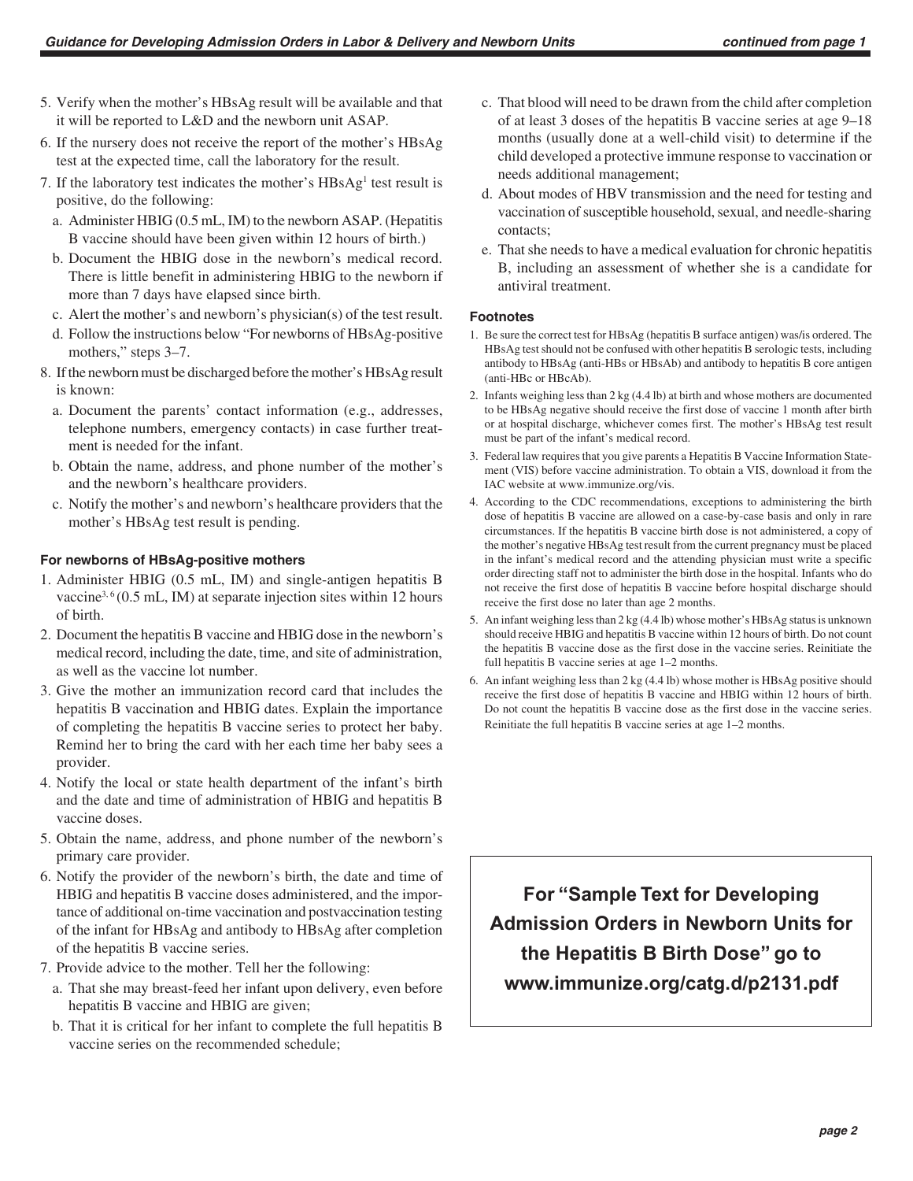5. Verify when the mother's HBsAg result will be available and that it will be reported to L&D and the newborn unit ASAP.
6. If the nursery does not receive the report of the mother's HBsAg test at the expected time, call the laboratory for the result.
7. If the laboratory test indicates the mother's HBsAg[1] test result is positive, do the following:
   a. Administer HBIG (0.5 mL, IM) to the newborn ASAP. (Hepatitis B vaccine should have been given within 12 hours of birth.)
   b. Document the HBIG dose in the newborn's medical record. There is little benefit in administering HBIG to the newborn if more than 7 days have elapsed since birth.
   c. Alert the mother's and newborn's physician(s) of the test result.
   d. Follow the instructions below "For newborns of HBsAg-positive mothers," steps 3–7.
8. If the newborn must be discharged before the mother's HBsAg result is known:
   a. Document the parents' contact information (e.g., addresses, telephone numbers, emergency contacts) in case further treatment is needed for the infant.
   b. Obtain the name, address, and phone number of the mother's and the newborn's healthcare providers.
   c. Notify the mother's and newborn's healthcare providers that the mother's HBsAg test result is pending.

#### For newborns of HBsAg-positive mothers

1. Administer HBIG (0.5 mL, IM) and single-antigen hepatitis B vaccine[3, 6] (0.5 mL, IM) at separate injection sites within 12 hours of birth.
2. Document the hepatitis B vaccine and HBIG dose in the newborn's medical record, including the date, time, and site of administration, as well as the vaccine lot number.
3. Give the mother an immunization record card that includes the hepatitis B vaccination and HBIG dates. Explain the importance of completing the hepatitis B vaccine series to protect her baby. Remind her to bring the card with her each time her baby sees a provider.
4. Notify the local or state health department of the infant's birth and the date and time of administration of HBIG and hepatitis B vaccine doses.
5. Obtain the name, address, and phone number of the newborn's primary care provider.
6. Notify the provider of the newborn's birth, the date and time of HBIG and hepatitis B vaccine doses administered, and the importance of additional on-time vaccination and postvaccination testing of the infant for HBsAg and antibody to HBsAg after completion of the hepatitis B vaccine series.
7. Provide advice to the mother. Tell her the following:
   a. That she may breast-feed her infant upon delivery, even before hepatitis B vaccine and HBIG are given;
   b. That it is critical for her infant to complete the full hepatitis B vaccine series on the recommended schedule;
   c. That blood will need to be drawn from the child after completion of at least 3 doses of the hepatitis B vaccine series at age 9–18 months (usually done at a well-child visit) to determine if the child developed a protective immune response to vaccination or needs additional management;
   d. About modes of HBV transmission and the need for testing and vaccination of susceptible household, sexual, and needle-sharing contacts;
   e. That she needs to have a medical evaluation for chronic hepatitis B, including an assessment of whether she is a candidate for antiviral treatment.

#### Footnotes

1. Be sure the correct test for HBsAg (hepatitis B surface antigen) was/is ordered. The HBsAg test should not be confused with other hepatitis B serologic tests, including antibody to HBsAg (anti-HBs or HBsAb) and antibody to hepatitis B core antigen (anti-HBc or HBcAb).
2. Infants weighing less than 2 kg (4.4 lb) at birth and whose mothers are documented to be HBsAg negative should receive the first dose of vaccine 1 month after birth or at hospital discharge, whichever comes first. The mother's HBsAg test result must be part of the infant's medical record.
3. Federal law requires that you give parents a Hepatitis B Vaccine Information Statement (VIS) before vaccine administration. To obtain a VIS, download it from the IAC website at www.immunize.org/vis.
4. According to the CDC recommendations, exceptions to administering the birth dose of hepatitis B vaccine are allowed on a case-by-case basis and only in rare circumstances. If the hepatitis B vaccine birth dose is not administered, a copy of the mother's negative HBsAg test result from the current pregnancy must be placed in the infant's medical record and the attending physician must write a specific order directing staff not to administer the birth dose in the hospital. Infants who do not receive the first dose of hepatitis B vaccine before hospital discharge should receive the first dose no later than age 2 months.
5. An infant weighing less than 2 kg (4.4 lb) whose mother's HBsAg status is unknown should receive HBIG and hepatitis B vaccine within 12 hours of birth. Do not count the hepatitis B vaccine dose as the first dose in the vaccine series. Reinitiate the full hepatitis B vaccine series at age 1–2 months.
6. An infant weighing less than 2 kg (4.4 lb) whose mother is HBsAg positive should receive the first dose of hepatitis B vaccine and HBIG within 12 hours of birth. Do not count the hepatitis B vaccine dose as the first dose in the vaccine series. Reinitiate the full hepatitis B vaccine series at age 1–2 months.

**For "Sample Text for Developing Admission Orders in Newborn Units for the Hepatitis B Birth Dose" go to www.immunize.org/catg.d/p2131.pdf**